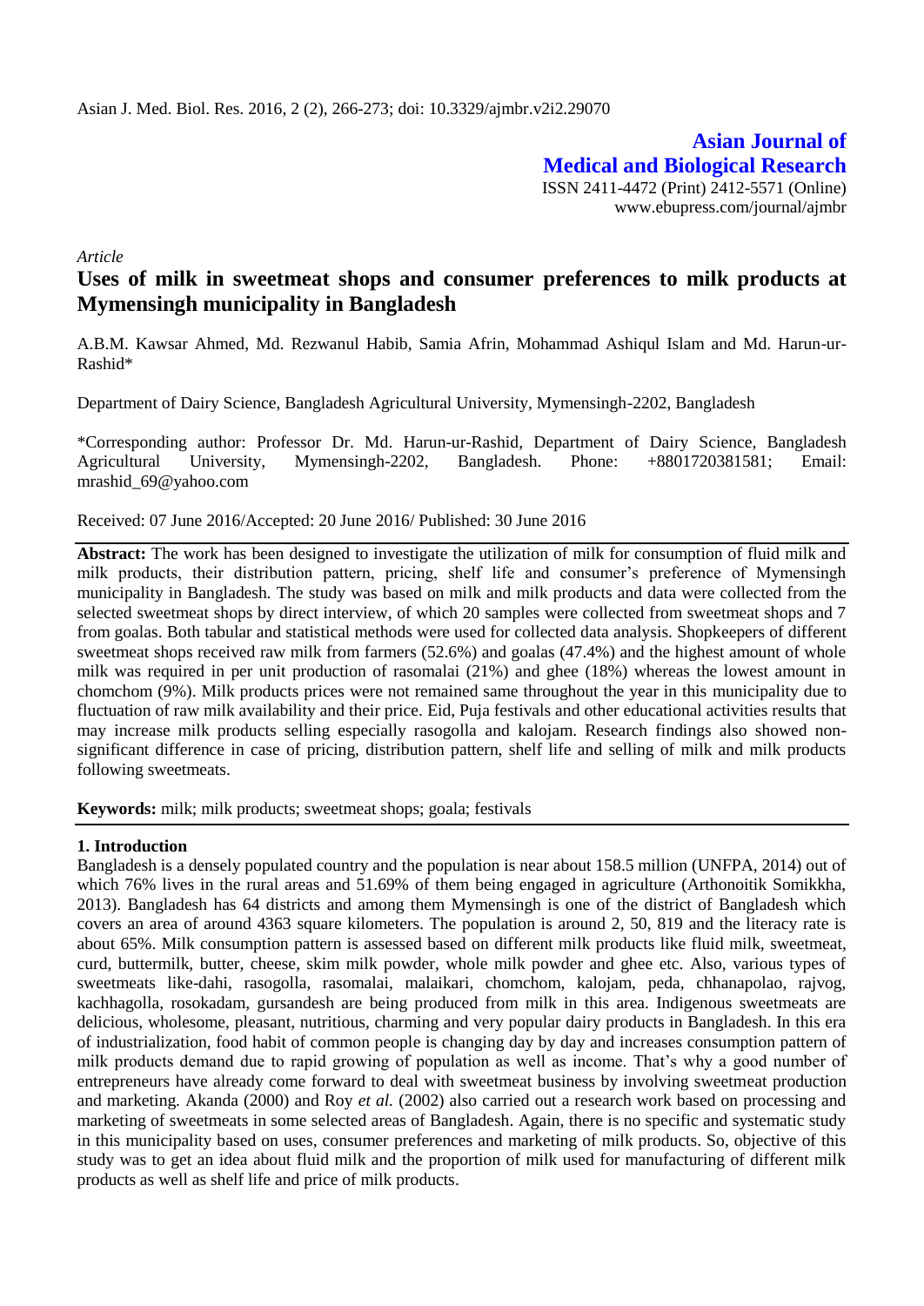Asian J. Med. Biol. Res. 2016, 2 (2), 266-273; doi: 10.3329/ajmbr.v2i2.29070

**Asian Journal of Medical and Biological Research**

ISSN 2411-4472 (Print) 2412-5571 (Online)
www.ebupress.com/journal/ajmbr

*Article*

# Uses of milk in sweetmeat shops and consumer preferences to milk products at Mymensingh municipality in Bangladesh

A.B.M. Kawsar Ahmed, Md. Rezwanul Habib, Samia Afrin, Mohammad Ashiqul Islam and Md. Harun-ur-Rashid*

Department of Dairy Science, Bangladesh Agricultural University, Mymensingh-2202, Bangladesh

*Corresponding author: Professor Dr. Md. Harun-ur-Rashid, Department of Dairy Science, Bangladesh Agricultural University, Mymensingh-2202, Bangladesh. Phone: +8801720381581; Email: mrashid_69@yahoo.com

Received: 07 June 2016/Accepted: 20 June 2016/ Published: 30 June 2016

**Abstract:** The work has been designed to investigate the utilization of milk for consumption of fluid milk and milk products, their distribution pattern, pricing, shelf life and consumer's preference of Mymensingh municipality in Bangladesh. The study was based on milk and milk products and data were collected from the selected sweetmeat shops by direct interview, of which 20 samples were collected from sweetmeat shops and 7 from goalas. Both tabular and statistical methods were used for collected data analysis. Shopkeepers of different sweetmeat shops received raw milk from farmers (52.6%) and goalas (47.4%) and the highest amount of whole milk was required in per unit production of rasomalai (21%) and ghee (18%) whereas the lowest amount in chomchom (9%). Milk products prices were not remained same throughout the year in this municipality due to fluctuation of raw milk availability and their price. Eid, Puja festivals and other educational activities results that may increase milk products selling especially rasogolla and kalojam. Research findings also showed non-significant difference in case of pricing, distribution pattern, shelf life and selling of milk and milk products following sweetmeats.

**Keywords:** milk; milk products; sweetmeat shops; goala; festivals

## 1. Introduction

Bangladesh is a densely populated country and the population is near about 158.5 million (UNFPA, 2014) out of which 76% lives in the rural areas and 51.69% of them being engaged in agriculture (Arthonoitik Somikkha, 2013). Bangladesh has 64 districts and among them Mymensingh is one of the district of Bangladesh which covers an area of around 4363 square kilometers. The population is around 2, 50, 819 and the literacy rate is about 65%. Milk consumption pattern is assessed based on different milk products like fluid milk, sweetmeat, curd, buttermilk, butter, cheese, skim milk powder, whole milk powder and ghee etc. Also, various types of sweetmeats like-dahi, rasogolla, rasomalai, malaikari, chomchom, kalojam, peda, chhanapolao, rajvog, kachhagolla, rosokadam, gursandesh are being produced from milk in this area. Indigenous sweetmeats are delicious, wholesome, pleasant, nutritious, charming and very popular dairy products in Bangladesh. In this era of industrialization, food habit of common people is changing day by day and increases consumption pattern of milk products demand due to rapid growing of population as well as income. That's why a good number of entrepreneurs have already come forward to deal with sweetmeat business by involving sweetmeat production and marketing. Akanda (2000) and Roy *et al.* (2002) also carried out a research work based on processing and marketing of sweetmeats in some selected areas of Bangladesh. Again, there is no specific and systematic study in this municipality based on uses, consumer preferences and marketing of milk products. So, objective of this study was to get an idea about fluid milk and the proportion of milk used for manufacturing of different milk products as well as shelf life and price of milk products.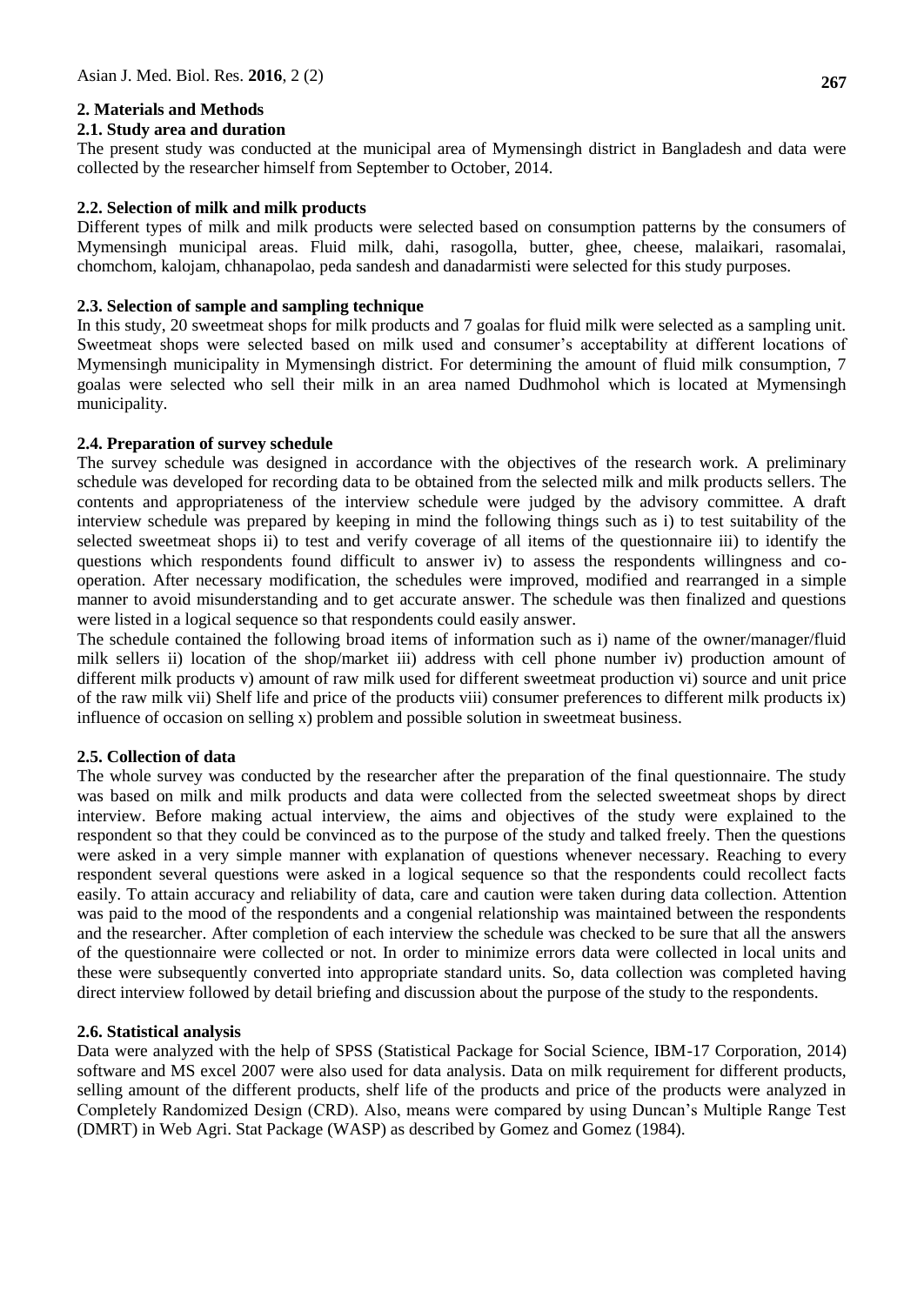## 2. Materials and Methods

### 2.1. Study area and duration

The present study was conducted at the municipal area of Mymensingh district in Bangladesh and data were collected by the researcher himself from September to October, 2014.

### 2.2. Selection of milk and milk products

Different types of milk and milk products were selected based on consumption patterns by the consumers of Mymensingh municipal areas. Fluid milk, dahi, rasogolla, butter, ghee, cheese, malaikari, rasomalai, chomchom, kalojam, chhanapolao, peda sandesh and danadarmisti were selected for this study purposes.

### 2.3. Selection of sample and sampling technique

In this study, 20 sweetmeat shops for milk products and 7 goalas for fluid milk were selected as a sampling unit. Sweetmeat shops were selected based on milk used and consumer's acceptability at different locations of Mymensingh municipality in Mymensingh district. For determining the amount of fluid milk consumption, 7 goalas were selected who sell their milk in an area named Dudhmohol which is located at Mymensingh municipality.

### 2.4. Preparation of survey schedule

The survey schedule was designed in accordance with the objectives of the research work. A preliminary schedule was developed for recording data to be obtained from the selected milk and milk products sellers. The contents and appropriateness of the interview schedule were judged by the advisory committee. A draft interview schedule was prepared by keeping in mind the following things such as i) to test suitability of the selected sweetmeat shops ii) to test and verify coverage of all items of the questionnaire iii) to identify the questions which respondents found difficult to answer iv) to assess the respondents willingness and co-operation. After necessary modification, the schedules were improved, modified and rearranged in a simple manner to avoid misunderstanding and to get accurate answer. The schedule was then finalized and questions were listed in a logical sequence so that respondents could easily answer.

The schedule contained the following broad items of information such as i) name of the owner/manager/fluid milk sellers ii) location of the shop/market iii) address with cell phone number iv) production amount of different milk products v) amount of raw milk used for different sweetmeat production vi) source and unit price of the raw milk vii) Shelf life and price of the products viii) consumer preferences to different milk products ix) influence of occasion on selling x) problem and possible solution in sweetmeat business.

### 2.5. Collection of data

The whole survey was conducted by the researcher after the preparation of the final questionnaire. The study was based on milk and milk products and data were collected from the selected sweetmeat shops by direct interview. Before making actual interview, the aims and objectives of the study were explained to the respondent so that they could be convinced as to the purpose of the study and talked freely. Then the questions were asked in a very simple manner with explanation of questions whenever necessary. Reaching to every respondent several questions were asked in a logical sequence so that the respondents could recollect facts easily. To attain accuracy and reliability of data, care and caution were taken during data collection. Attention was paid to the mood of the respondents and a congenial relationship was maintained between the respondents and the researcher. After completion of each interview the schedule was checked to be sure that all the answers of the questionnaire were collected or not. In order to minimize errors data were collected in local units and these were subsequently converted into appropriate standard units. So, data collection was completed having direct interview followed by detail briefing and discussion about the purpose of the study to the respondents.

### 2.6. Statistical analysis

Data were analyzed with the help of SPSS (Statistical Package for Social Science, IBM-17 Corporation, 2014) software and MS excel 2007 were also used for data analysis. Data on milk requirement for different products, selling amount of the different products, shelf life of the products and price of the products were analyzed in Completely Randomized Design (CRD). Also, means were compared by using Duncan's Multiple Range Test (DMRT) in Web Agri. Stat Package (WASP) as described by Gomez and Gomez (1984).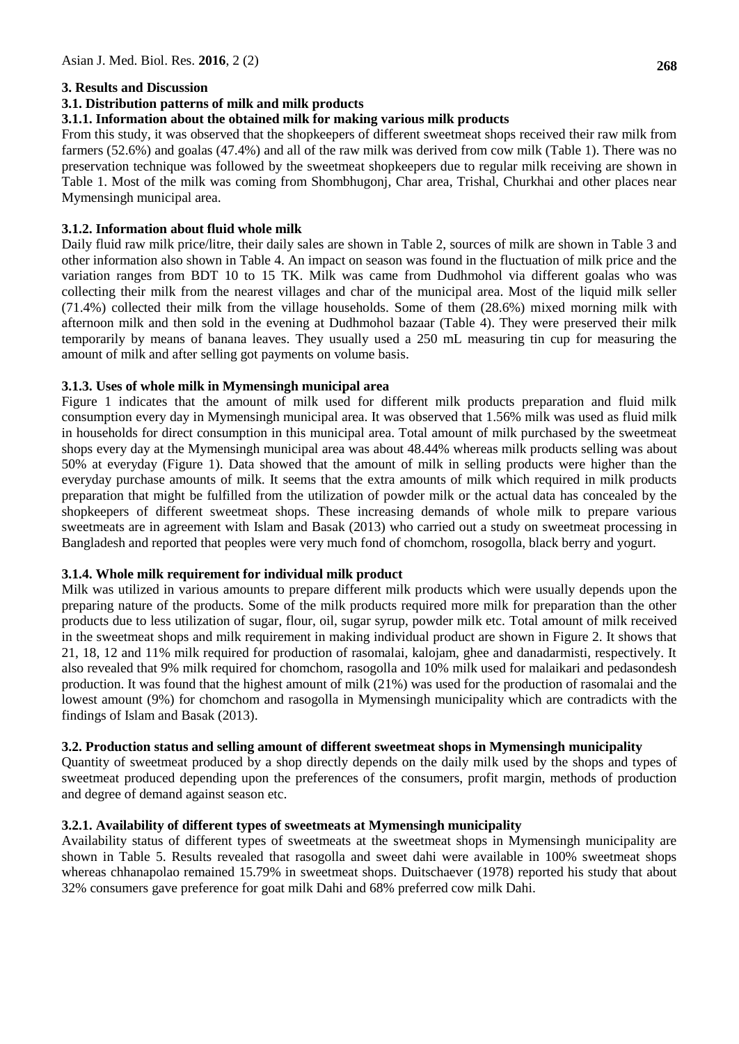## 3. Results and Discussion

### 3.1. Distribution patterns of milk and milk products

#### 3.1.1. Information about the obtained milk for making various milk products

From this study, it was observed that the shopkeepers of different sweetmeat shops received their raw milk from farmers (52.6%) and goalas (47.4%) and all of the raw milk was derived from cow milk (Table 1). There was no preservation technique was followed by the sweetmeat shopkeepers due to regular milk receiving are shown in Table 1. Most of the milk was coming from Shombhugonj, Char area, Trishal, Churkhai and other places near Mymensingh municipal area.

#### 3.1.2. Information about fluid whole milk

Daily fluid raw milk price/litre, their daily sales are shown in Table 2, sources of milk are shown in Table 3 and other information also shown in Table 4. An impact on season was found in the fluctuation of milk price and the variation ranges from BDT 10 to 15 TK. Milk was came from Dudhmohol via different goalas who was collecting their milk from the nearest villages and char of the municipal area. Most of the liquid milk seller (71.4%) collected their milk from the village households. Some of them (28.6%) mixed morning milk with afternoon milk and then sold in the evening at Dudhmohol bazaar (Table 4). They were preserved their milk temporarily by means of banana leaves. They usually used a 250 mL measuring tin cup for measuring the amount of milk and after selling got payments on volume basis.

#### 3.1.3. Uses of whole milk in Mymensingh municipal area

Figure 1 indicates that the amount of milk used for different milk products preparation and fluid milk consumption every day in Mymensingh municipal area. It was observed that 1.56% milk was used as fluid milk in households for direct consumption in this municipal area. Total amount of milk purchased by the sweetmeat shops every day at the Mymensingh municipal area was about 48.44% whereas milk products selling was about 50% at everyday (Figure 1). Data showed that the amount of milk in selling products were higher than the everyday purchase amounts of milk. It seems that the extra amounts of milk which required in milk products preparation that might be fulfilled from the utilization of powder milk or the actual data has concealed by the shopkeepers of different sweetmeat shops. These increasing demands of whole milk to prepare various sweetmeats are in agreement with Islam and Basak (2013) who carried out a study on sweetmeat processing in Bangladesh and reported that peoples were very much fond of chomchom, rosogolla, black berry and yogurt.

#### 3.1.4. Whole milk requirement for individual milk product

Milk was utilized in various amounts to prepare different milk products which were usually depends upon the preparing nature of the products. Some of the milk products required more milk for preparation than the other products due to less utilization of sugar, flour, oil, sugar syrup, powder milk etc. Total amount of milk received in the sweetmeat shops and milk requirement in making individual product are shown in Figure 2. It shows that 21, 18, 12 and 11% milk required for production of rasomalai, kalojam, ghee and danadarmisti, respectively. It also revealed that 9% milk required for chomchom, rasogolla and 10% milk used for malaikari and pedasondesh production. It was found that the highest amount of milk (21%) was used for the production of rasomalai and the lowest amount (9%) for chomchom and rasogolla in Mymensingh municipality which are contradicts with the findings of Islam and Basak (2013).

### 3.2. Production status and selling amount of different sweetmeat shops in Mymensingh municipality

Quantity of sweetmeat produced by a shop directly depends on the daily milk used by the shops and types of sweetmeat produced depending upon the preferences of the consumers, profit margin, methods of production and degree of demand against season etc.

#### 3.2.1. Availability of different types of sweetmeats at Mymensingh municipality

Availability status of different types of sweetmeats at the sweetmeat shops in Mymensingh municipality are shown in Table 5. Results revealed that rasogolla and sweet dahi were available in 100% sweetmeat shops whereas chhanapolao remained 15.79% in sweetmeat shops. Duitschaever (1978) reported his study that about 32% consumers gave preference for goat milk Dahi and 68% preferred cow milk Dahi.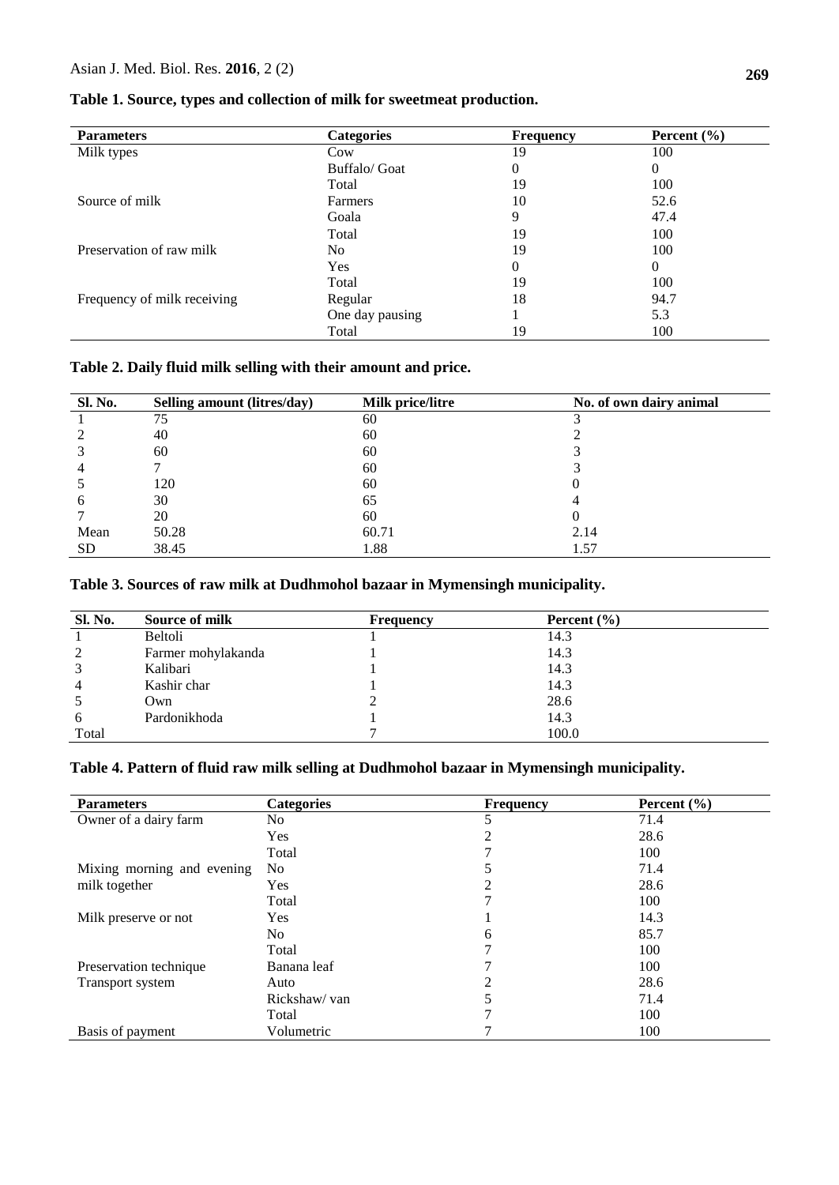**Table 1. Source, types and collection of milk for sweetmeat production.**

| Parameters | Categories | Frequency | Percent (%) |
|---|---|---|---|
| Milk types | Cow | 19 | 100 |
| | Buffalo/ Goat | 0 | 0 |
| | Total | 19 | 100 |
| Source of milk | Farmers | 10 | 52.6 |
| | Goala | 9 | 47.4 |
| | Total | 19 | 100 |
| Preservation of raw milk | No | 19 | 100 |
| | Yes | 0 | 0 |
| | Total | 19 | 100 |
| Frequency of milk receiving | Regular | 18 | 94.7 |
| | One day pausing | 1 | 5.3 |
| | Total | 19 | 100 |

**Table 2. Daily fluid milk selling with their amount and price.**

| Sl. No. | Selling amount (litres/day) | Milk price/litre | No. of own dairy animal |
|---|---|---|---|
| 1 | 75 | 60 | 3 |
| 2 | 40 | 60 | 2 |
| 3 | 60 | 60 | 3 |
| 4 | 7 | 60 | 3 |
| 5 | 120 | 60 | 0 |
| 6 | 30 | 65 | 4 |
| 7 | 20 | 60 | 0 |
| Mean | 50.28 | 60.71 | 2.14 |
| SD | 38.45 | 1.88 | 1.57 |

**Table 3. Sources of raw milk at Dudhmohol bazaar in Mymensingh municipality.**

| Sl. No. | Source of milk | Frequency | Percent (%) |
|---|---|---|---|
| 1 | Beltoli | 1 | 14.3 |
| 2 | Farmer mohylakanda | 1 | 14.3 |
| 3 | Kalibari | 1 | 14.3 |
| 4 | Kashir char | 1 | 14.3 |
| 5 | Own | 2 | 28.6 |
| 6 | Pardonikhoda | 1 | 14.3 |
| Total | | 7 | 100.0 |

**Table 4. Pattern of fluid raw milk selling at Dudhmohol bazaar in Mymensingh municipality.**

| Parameters | Categories | Frequency | Percent (%) |
|---|---|---|---|
| Owner of a dairy farm | No | 5 | 71.4 |
| | Yes | 2 | 28.6 |
| | Total | 7 | 100 |
| Mixing morning and evening milk together | No | 5 | 71.4 |
| | Yes | 2 | 28.6 |
| | Total | 7 | 100 |
| Milk preserve or not | Yes | 1 | 14.3 |
| | No | 6 | 85.7 |
| | Total | 7 | 100 |
| Preservation technique | Banana leaf | 7 | 100 |
| Transport system | Auto | 2 | 28.6 |
| | Rickshaw/ van | 5 | 71.4 |
| | Total | 7 | 100 |
| Basis of payment | Volumetric | 7 | 100 |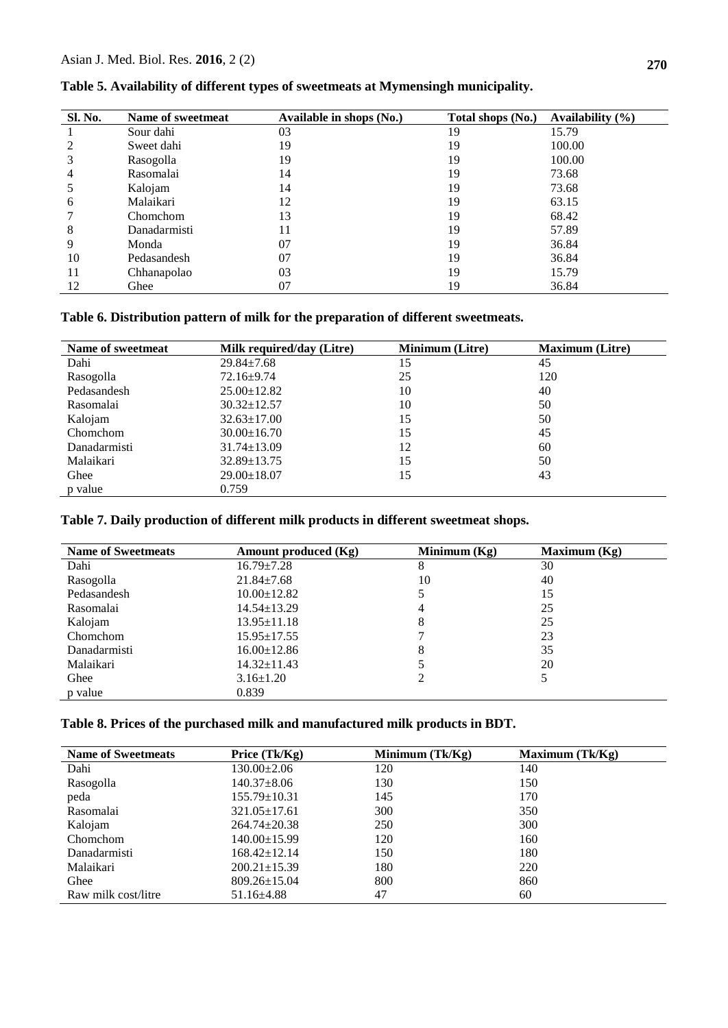**Table 5. Availability of different types of sweetmeats at Mymensingh municipality.**

| Sl. No. | Name of sweetmeat | Available in shops (No.) | Total shops (No.) | Availability (%) |
|---|---|---|---|---|
| 1 | Sour dahi | 03 | 19 | 15.79 |
| 2 | Sweet dahi | 19 | 19 | 100.00 |
| 3 | Rasogolla | 19 | 19 | 100.00 |
| 4 | Rasomalai | 14 | 19 | 73.68 |
| 5 | Kalojam | 14 | 19 | 73.68 |
| 6 | Malaikari | 12 | 19 | 63.15 |
| 7 | Chomchom | 13 | 19 | 68.42 |
| 8 | Danadarmisti | 11 | 19 | 57.89 |
| 9 | Monda | 07 | 19 | 36.84 |
| 10 | Pedasandesh | 07 | 19 | 36.84 |
| 11 | Chhanapolao | 03 | 19 | 15.79 |
| 12 | Ghee | 07 | 19 | 36.84 |

**Table 6. Distribution pattern of milk for the preparation of different sweetmeats.**

| Name of sweetmeat | Milk required/day (Litre) | Minimum (Litre) | Maximum (Litre) |
|---|---|---|---|
| Dahi | 29.84±7.68 | 15 | 45 |
| Rasogolla | 72.16±9.74 | 25 | 120 |
| Pedasandesh | 25.00±12.82 | 10 | 40 |
| Rasomalai | 30.32±12.57 | 10 | 50 |
| Kalojam | 32.63±17.00 | 15 | 50 |
| Chomchom | 30.00±16.70 | 15 | 45 |
| Danadarmisti | 31.74±13.09 | 12 | 60 |
| Malaikari | 32.89±13.75 | 15 | 50 |
| Ghee | 29.00±18.07 | 15 | 43 |
| p value | 0.759 | | |

**Table 7. Daily production of different milk products in different sweetmeat shops.**

| Name of Sweetmeats | Amount produced (Kg) | Minimum (Kg) | Maximum (Kg) |
|---|---|---|---|
| Dahi | 16.79±7.28 | 8 | 30 |
| Rasogolla | 21.84±7.68 | 10 | 40 |
| Pedasandesh | 10.00±12.82 | 5 | 15 |
| Rasomalai | 14.54±13.29 | 4 | 25 |
| Kalojam | 13.95±11.18 | 8 | 25 |
| Chomchom | 15.95±17.55 | 7 | 23 |
| Danadarmisti | 16.00±12.86 | 8 | 35 |
| Malaikari | 14.32±11.43 | 5 | 20 |
| Ghee | 3.16±1.20 | 2 | 5 |
| p value | 0.839 | | |

**Table 8. Prices of the purchased milk and manufactured milk products in BDT.**

| Name of Sweetmeats | Price (Tk/Kg) | Minimum (Tk/Kg) | Maximum (Tk/Kg) |
|---|---|---|---|
| Dahi | 130.00±2.06 | 120 | 140 |
| Rasogolla | 140.37±8.06 | 130 | 150 |
| peda | 155.79±10.31 | 145 | 170 |
| Rasomalai | 321.05±17.61 | 300 | 350 |
| Kalojam | 264.74±20.38 | 250 | 300 |
| Chomchom | 140.00±15.99 | 120 | 160 |
| Danadarmisti | 168.42±12.14 | 150 | 180 |
| Malaikari | 200.21±15.39 | 180 | 220 |
| Ghee | 809.26±15.04 | 800 | 860 |
| Raw milk cost/litre | 51.16±4.88 | 47 | 60 |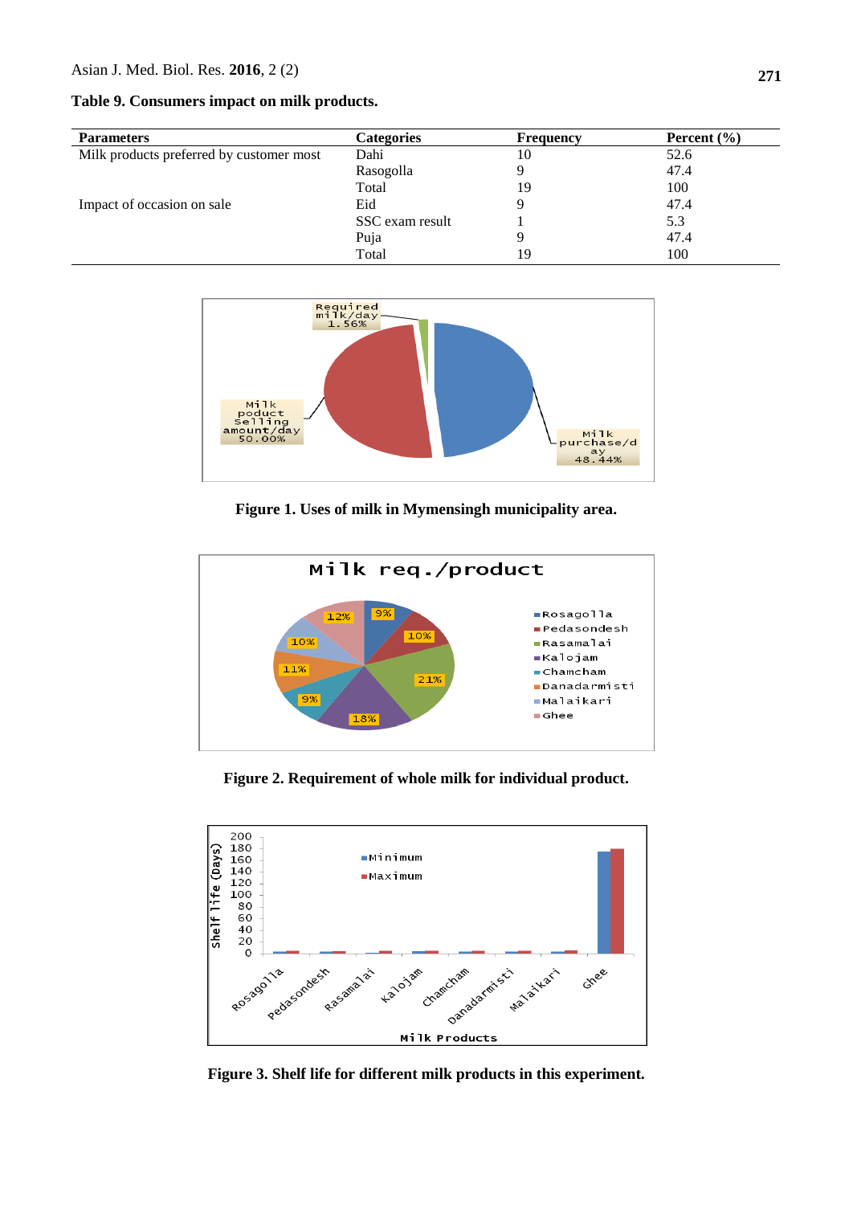**Table 9. Consumers impact on milk products.**

| Parameters | Categories | Frequency | Percent (%) |
|---|---|---|---|
| Milk products preferred by customer most | Dahi | 10 | 52.6 |
| | Rasogolla | 9 | 47.4 |
| | Total | 19 | 100 |
| Impact of occasion on sale | Eid | 9 | 47.4 |
| | SSC exam result | 1 | 5.3 |
| | Puja | 9 | 47.4 |
| | Total | 19 | 100 |

**Figure 1. Uses of milk in Mymensingh municipality area.**

**Figure 2. Requirement of whole milk for individual product.**

**Figure 3. Shelf life for different milk products in this experiment.**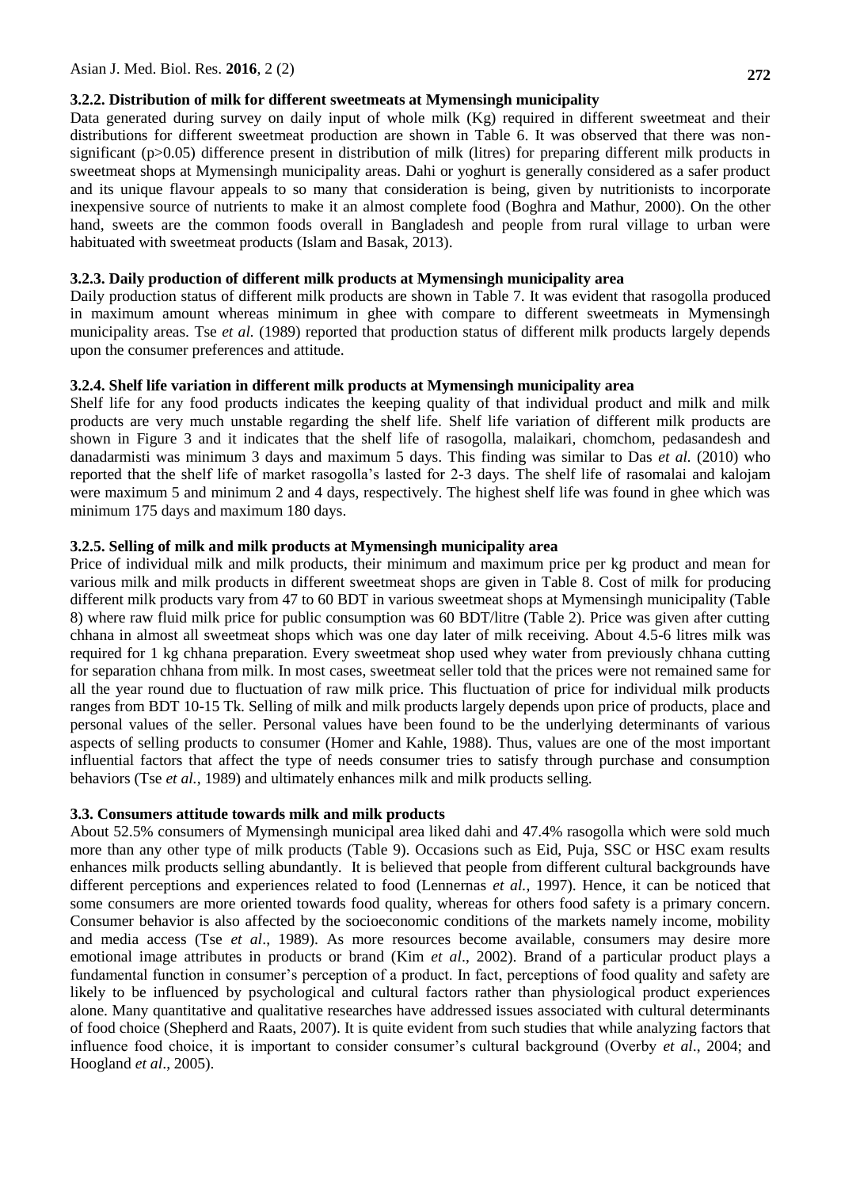### 3.2.2. Distribution of milk for different sweetmeats at Mymensingh municipality

Data generated during survey on daily input of whole milk (Kg) required in different sweetmeat and their distributions for different sweetmeat production are shown in Table 6. It was observed that there was non-significant ($p>0.05$) difference present in distribution of milk (litres) for preparing different milk products in sweetmeat shops at Mymensingh municipality areas. Dahi or yoghurt is generally considered as a safer product and its unique flavour appeals to so many that consideration is being, given by nutritionists to incorporate inexpensive source of nutrients to make it an almost complete food (Boghra and Mathur, 2000). On the other hand, sweets are the common foods overall in Bangladesh and people from rural village to urban were habituated with sweetmeat products (Islam and Basak, 2013).

### 3.2.3. Daily production of different milk products at Mymensingh municipality area

Daily production status of different milk products are shown in Table 7. It was evident that rasogolla produced in maximum amount whereas minimum in ghee with compare to different sweetmeats in Mymensingh municipality areas. Tse *et al.* (1989) reported that production status of different milk products largely depends upon the consumer preferences and attitude.

### 3.2.4. Shelf life variation in different milk products at Mymensingh municipality area

Shelf life for any food products indicates the keeping quality of that individual product and milk and milk products are very much unstable regarding the shelf life. Shelf life variation of different milk products are shown in Figure 3 and it indicates that the shelf life of rasogolla, malaikari, chomchom, pedasandesh and danadarmisti was minimum 3 days and maximum 5 days. This finding was similar to Das *et al.* (2010) who reported that the shelf life of market rasogolla's lasted for 2-3 days. The shelf life of rasomalai and kalojam were maximum 5 and minimum 2 and 4 days, respectively. The highest shelf life was found in ghee which was minimum 175 days and maximum 180 days.

### 3.2.5. Selling of milk and milk products at Mymensingh municipality area

Price of individual milk and milk products, their minimum and maximum price per kg product and mean for various milk and milk products in different sweetmeat shops are given in Table 8. Cost of milk for producing different milk products vary from 47 to 60 BDT in various sweetmeat shops at Mymensingh municipality (Table 8) where raw fluid milk price for public consumption was 60 BDT/litre (Table 2). Price was given after cutting chhana in almost all sweetmeat shops which was one day later of milk receiving. About 4.5-6 litres milk was required for 1 kg chhana preparation. Every sweetmeat shop used whey water from previously chhana cutting for separation chhana from milk. In most cases, sweetmeat seller told that the prices were not remained same for all the year round due to fluctuation of raw milk price. This fluctuation of price for individual milk products ranges from BDT 10-15 Tk. Selling of milk and milk products largely depends upon price of products, place and personal values of the seller. Personal values have been found to be the underlying determinants of various aspects of selling products to consumer (Homer and Kahle, 1988). Thus, values are one of the most important influential factors that affect the type of needs consumer tries to satisfy through purchase and consumption behaviors (Tse *et al.*, 1989) and ultimately enhances milk and milk products selling.

## 3.3. Consumers attitude towards milk and milk products

About 52.5% consumers of Mymensingh municipal area liked dahi and 47.4% rasogolla which were sold much more than any other type of milk products (Table 9). Occasions such as Eid, Puja, SSC or HSC exam results enhances milk products selling abundantly. It is believed that people from different cultural backgrounds have different perceptions and experiences related to food (Lennernas *et al.*, 1997). Hence, it can be noticed that some consumers are more oriented towards food quality, whereas for others food safety is a primary concern. Consumer behavior is also affected by the socioeconomic conditions of the markets namely income, mobility and media access (Tse *et al*., 1989). As more resources become available, consumers may desire more emotional image attributes in products or brand (Kim *et al*., 2002). Brand of a particular product plays a fundamental function in consumer's perception of a product. In fact, perceptions of food quality and safety are likely to be influenced by psychological and cultural factors rather than physiological product experiences alone. Many quantitative and qualitative researches have addressed issues associated with cultural determinants of food choice (Shepherd and Raats, 2007). It is quite evident from such studies that while analyzing factors that influence food choice, it is important to consider consumer's cultural background (Overby *et al*., 2004; and Hoogland *et al*., 2005).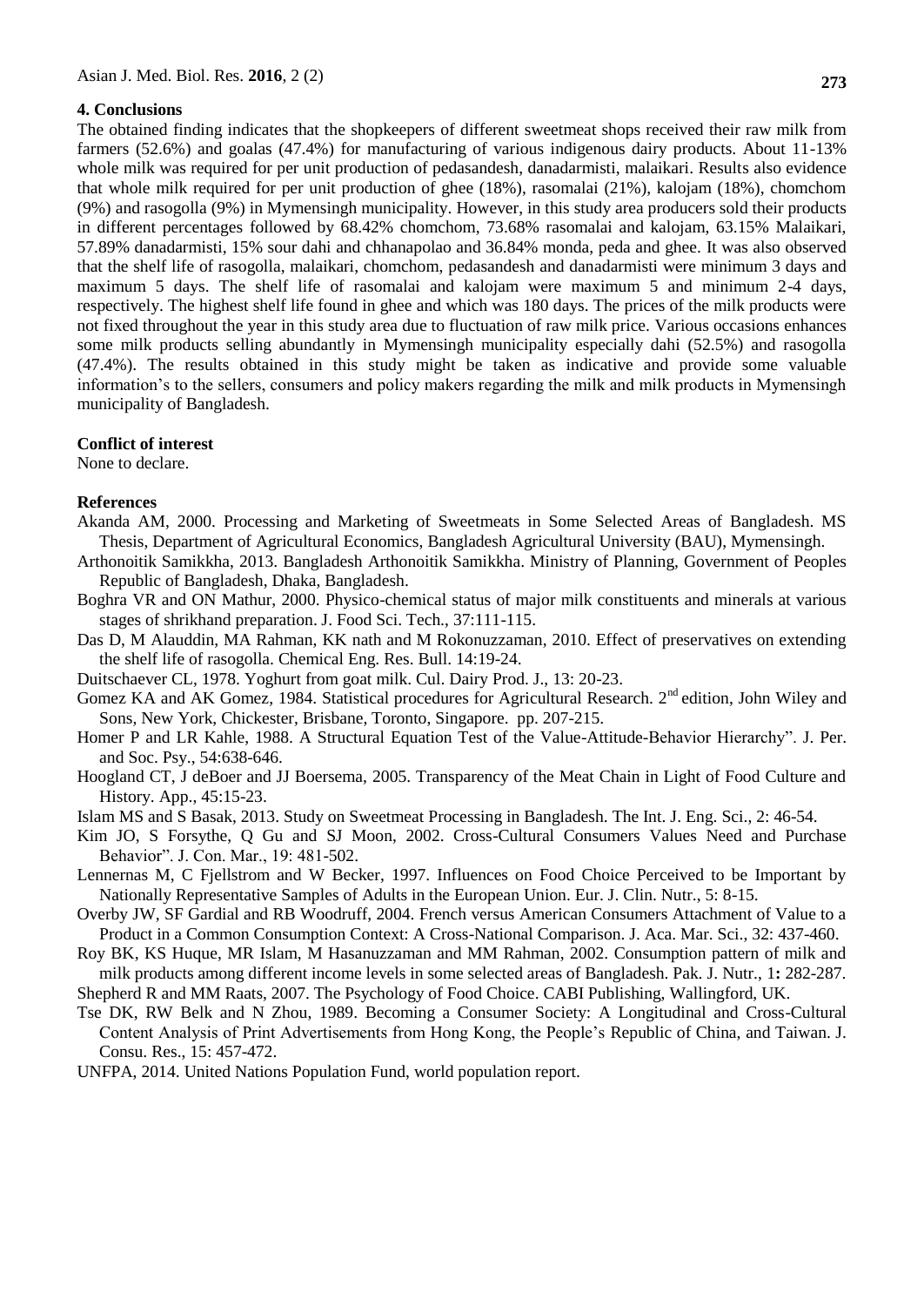## 4. Conclusions

The obtained finding indicates that the shopkeepers of different sweetmeat shops received their raw milk from farmers (52.6%) and goalas (47.4%) for manufacturing of various indigenous dairy products. About 11-13% whole milk was required for per unit production of pedasandesh, danadarmisti, malaikari. Results also evidence that whole milk required for per unit production of ghee (18%), rasomalai (21%), kalojam (18%), chomchom (9%) and rasogolla (9%) in Mymensingh municipality. However, in this study area producers sold their products in different percentages followed by 68.42% chomchom, 73.68% rasomalai and kalojam, 63.15% Malaikari, 57.89% danadarmisti, 15% sour dahi and chhanapolao and 36.84% monda, peda and ghee. It was also observed that the shelf life of rasogolla, malaikari, chomchom, pedasandesh and danadarmisti were minimum 3 days and maximum 5 days. The shelf life of rasomalai and kalojam were maximum 5 and minimum 2-4 days, respectively. The highest shelf life found in ghee and which was 180 days. The prices of the milk products were not fixed throughout the year in this study area due to fluctuation of raw milk price. Various occasions enhances some milk products selling abundantly in Mymensingh municipality especially dahi (52.5%) and rasogolla (47.4%). The results obtained in this study might be taken as indicative and provide some valuable information's to the sellers, consumers and policy makers regarding the milk and milk products in Mymensingh municipality of Bangladesh.

## Conflict of interest

None to declare.

## References

Akanda AM, 2000. Processing and Marketing of Sweetmeats in Some Selected Areas of Bangladesh. MS Thesis, Department of Agricultural Economics, Bangladesh Agricultural University (BAU), Mymensingh.

Arthonoitik Samikkha, 2013. Bangladesh Arthonoitik Samikkha. Ministry of Planning, Government of Peoples Republic of Bangladesh, Dhaka, Bangladesh.

Boghra VR and ON Mathur, 2000. Physico-chemical status of major milk constituents and minerals at various stages of shrikhand preparation. J. Food Sci. Tech., 37:111-115.

Das D, M Alauddin, MA Rahman, KK nath and M Rokonuzzaman, 2010. Effect of preservatives on extending the shelf life of rasogolla. Chemical Eng. Res. Bull. 14:19-24.

Duitschaever CL, 1978. Yoghurt from goat milk. Cul. Dairy Prod. J., 13: 20-23.

Gomez KA and AK Gomez, 1984. Statistical procedures for Agricultural Research. 2nd edition, John Wiley and Sons, New York, Chickester, Brisbane, Toronto, Singapore. pp. 207-215.

Homer P and LR Kahle, 1988. A Structural Equation Test of the Value-Attitude-Behavior Hierarchy". J. Per. and Soc. Psy., 54:638-646.

Hoogland CT, J deBoer and JJ Boersema, 2005. Transparency of the Meat Chain in Light of Food Culture and History. App., 45:15-23.

Islam MS and S Basak, 2013. Study on Sweetmeat Processing in Bangladesh. The Int. J. Eng. Sci., 2: 46-54.

Kim JO, S Forsythe, Q Gu and SJ Moon, 2002. Cross-Cultural Consumers Values Need and Purchase Behavior". J. Con. Mar., 19: 481-502.

Lennernas M, C Fjellstrom and W Becker, 1997. Influences on Food Choice Perceived to be Important by Nationally Representative Samples of Adults in the European Union. Eur. J. Clin. Nutr., 5: 8-15.

Overby JW, SF Gardial and RB Woodruff, 2004. French versus American Consumers Attachment of Value to a Product in a Common Consumption Context: A Cross-National Comparison. J. Aca. Mar. Sci., 32: 437-460.

Roy BK, KS Huque, MR Islam, M Hasanuzzaman and MM Rahman, 2002. Consumption pattern of milk and milk products among different income levels in some selected areas of Bangladesh. Pak. J. Nutr., 1**:** 282-287.

Shepherd R and MM Raats, 2007. The Psychology of Food Choice. CABI Publishing, Wallingford, UK.

Tse DK, RW Belk and N Zhou, 1989. Becoming a Consumer Society: A Longitudinal and Cross-Cultural Content Analysis of Print Advertisements from Hong Kong, the People's Republic of China, and Taiwan. J. Consu. Res., 15: 457-472.

UNFPA, 2014. United Nations Population Fund, world population report.